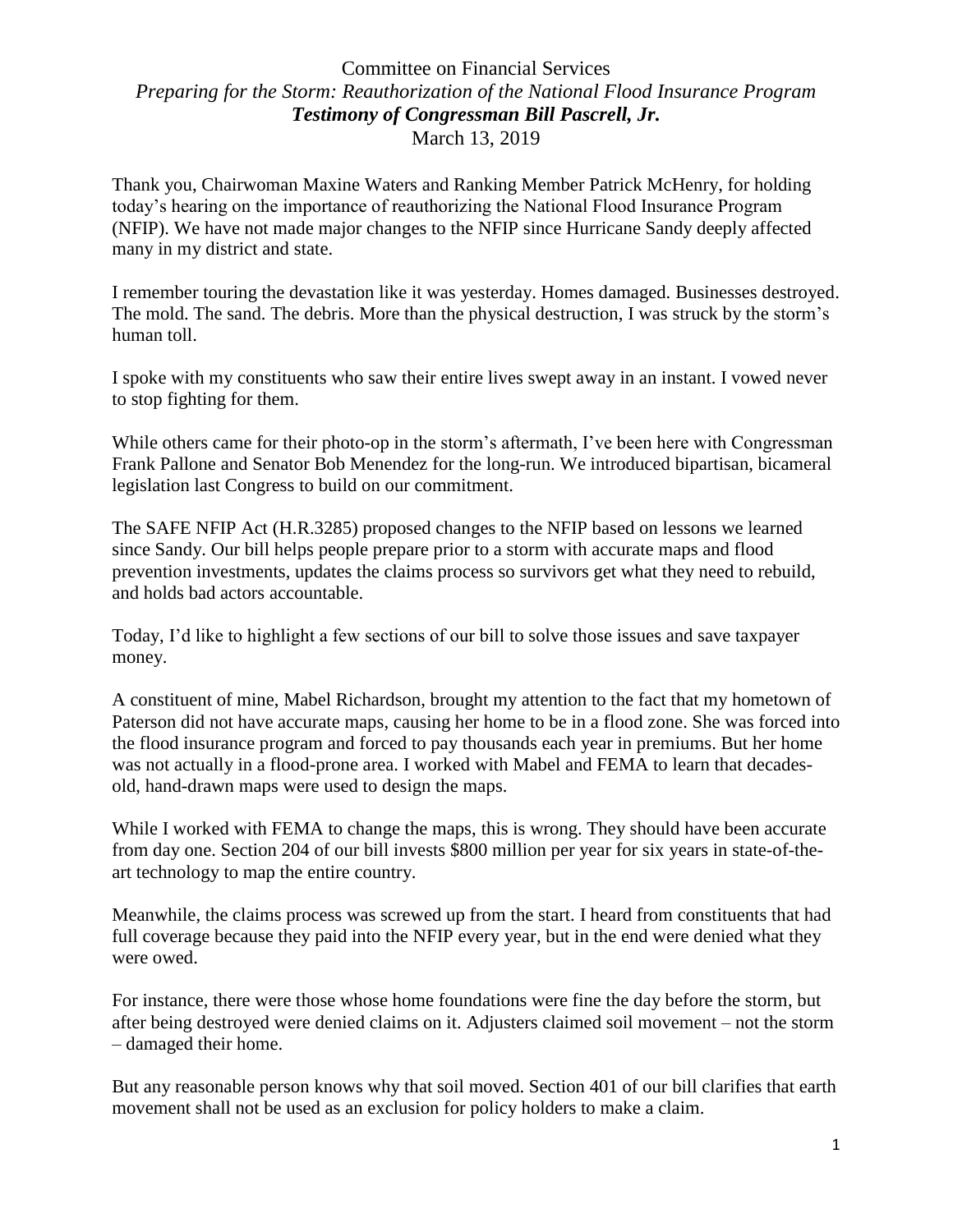Committee on Financial Services

*Preparing for the Storm: Reauthorization of the National Flood Insurance Program*

***Testimony of Congressman Bill Pascrell, Jr.***

March 13, 2019

Thank you, Chairwoman Maxine Waters and Ranking Member Patrick McHenry, for holding today's hearing on the importance of reauthorizing the National Flood Insurance Program (NFIP). We have not made major changes to the NFIP since Hurricane Sandy deeply affected many in my district and state.

I remember touring the devastation like it was yesterday. Homes damaged. Businesses destroyed. The mold. The sand. The debris. More than the physical destruction, I was struck by the storm's human toll.

I spoke with my constituents who saw their entire lives swept away in an instant. I vowed never to stop fighting for them.

While others came for their photo-op in the storm's aftermath, I've been here with Congressman Frank Pallone and Senator Bob Menendez for the long-run. We introduced bipartisan, bicameral legislation last Congress to build on our commitment.

The SAFE NFIP Act (H.R.3285) proposed changes to the NFIP based on lessons we learned since Sandy. Our bill helps people prepare prior to a storm with accurate maps and flood prevention investments, updates the claims process so survivors get what they need to rebuild, and holds bad actors accountable.

Today, I'd like to highlight a few sections of our bill to solve those issues and save taxpayer money.

A constituent of mine, Mabel Richardson, brought my attention to the fact that my hometown of Paterson did not have accurate maps, causing her home to be in a flood zone. She was forced into the flood insurance program and forced to pay thousands each year in premiums. But her home was not actually in a flood-prone area. I worked with Mabel and FEMA to learn that decades-old, hand-drawn maps were used to design the maps.

While I worked with FEMA to change the maps, this is wrong. They should have been accurate from day one. Section 204 of our bill invests $800 million per year for six years in state-of-the-art technology to map the entire country.

Meanwhile, the claims process was screwed up from the start. I heard from constituents that had full coverage because they paid into the NFIP every year, but in the end were denied what they were owed.

For instance, there were those whose home foundations were fine the day before the storm, but after being destroyed were denied claims on it. Adjusters claimed soil movement – not the storm – damaged their home.

But any reasonable person knows why that soil moved. Section 401 of our bill clarifies that earth movement shall not be used as an exclusion for policy holders to make a claim.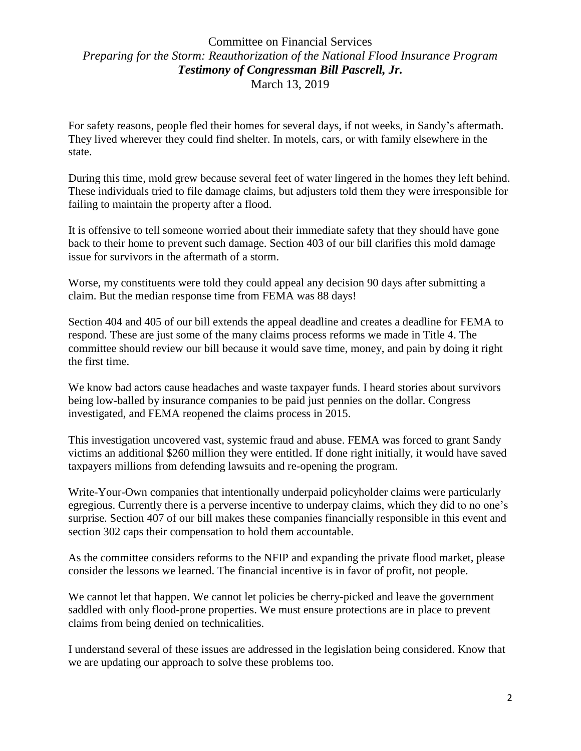For safety reasons, people fled their homes for several days, if not weeks, in Sandy's aftermath. They lived wherever they could find shelter. In motels, cars, or with family elsewhere in the state.

During this time, mold grew because several feet of water lingered in the homes they left behind. These individuals tried to file damage claims, but adjusters told them they were irresponsible for failing to maintain the property after a flood.

It is offensive to tell someone worried about their immediate safety that they should have gone back to their home to prevent such damage. Section 403 of our bill clarifies this mold damage issue for survivors in the aftermath of a storm.

Worse, my constituents were told they could appeal any decision 90 days after submitting a claim. But the median response time from FEMA was 88 days!

Section 404 and 405 of our bill extends the appeal deadline and creates a deadline for FEMA to respond. These are just some of the many claims process reforms we made in Title 4. The committee should review our bill because it would save time, money, and pain by doing it right the first time.

We know bad actors cause headaches and waste taxpayer funds. I heard stories about survivors being low-balled by insurance companies to be paid just pennies on the dollar. Congress investigated, and FEMA reopened the claims process in 2015.

This investigation uncovered vast, systemic fraud and abuse. FEMA was forced to grant Sandy victims an additional $260 million they were entitled. If done right initially, it would have saved taxpayers millions from defending lawsuits and re-opening the program.

Write-Your-Own companies that intentionally underpaid policyholder claims were particularly egregious. Currently there is a perverse incentive to underpay claims, which they did to no one's surprise. Section 407 of our bill makes these companies financially responsible in this event and section 302 caps their compensation to hold them accountable.

As the committee considers reforms to the NFIP and expanding the private flood market, please consider the lessons we learned. The financial incentive is in favor of profit, not people.

We cannot let that happen. We cannot let policies be cherry-picked and leave the government saddled with only flood-prone properties. We must ensure protections are in place to prevent claims from being denied on technicalities.

I understand several of these issues are addressed in the legislation being considered. Know that we are updating our approach to solve these problems too.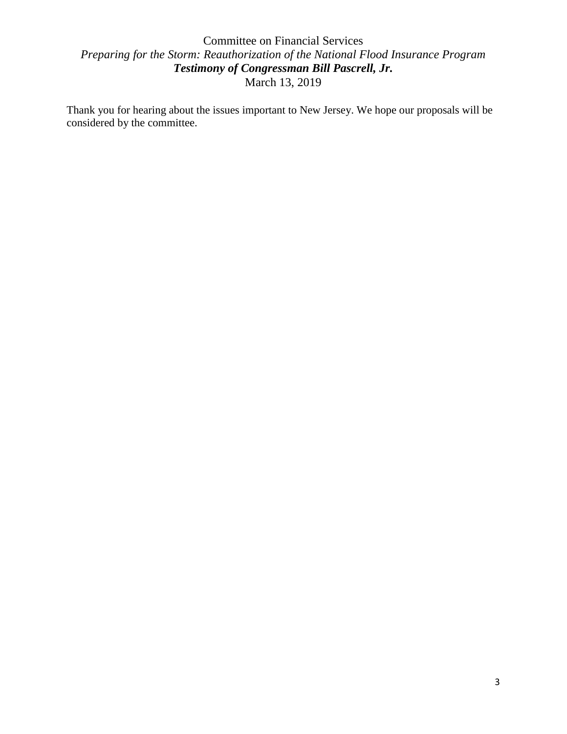Thank you for hearing about the issues important to New Jersey. We hope our proposals will be considered by the committee.